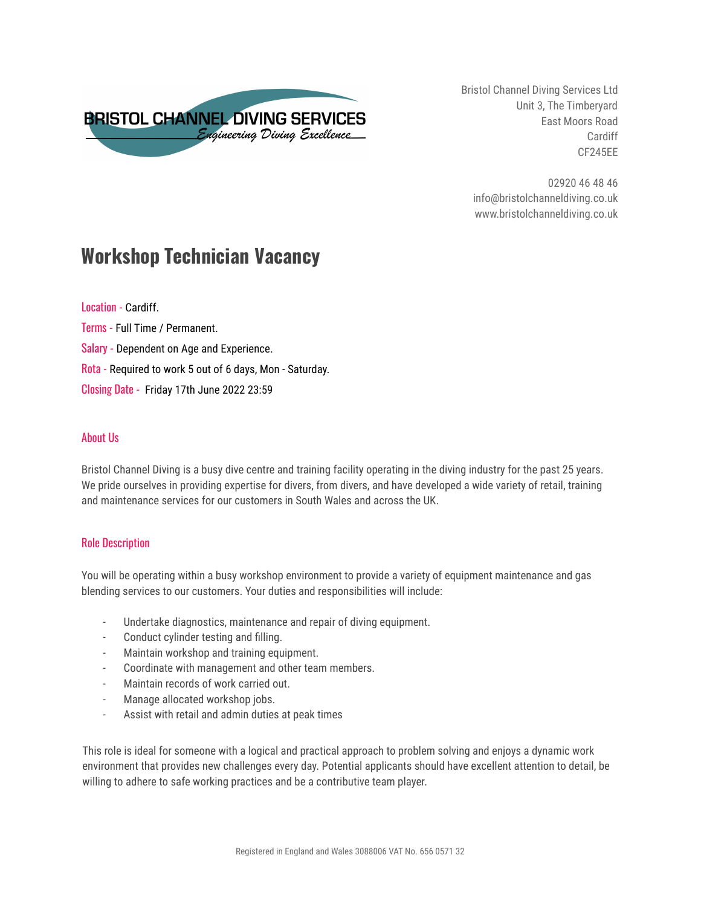BRISTOL CHANNEL DIVING SERVICES
*Engineering Diving Excellence*

Bristol Channel Diving Services Ltd
Unit 3, The Timberyard
East Moors Road
Cardiff
CF245EE

02920 46 48 46
info@bristolchanneldiving.co.uk
www.bristolchanneldiving.co.uk

# Workshop Technician Vacancy

Location - Cardiff.
Terms - Full Time / Permanent.
Salary - Dependent on Age and Experience.
Rota - Required to work 5 out of 6 days, Mon - Saturday.
Closing Date - Friday 17th June 2022 23:59

## About Us

Bristol Channel Diving is a busy dive centre and training facility operating in the diving industry for the past 25 years. We pride ourselves in providing expertise for divers, from divers, and have developed a wide variety of retail, training and maintenance services for our customers in South Wales and across the UK.

## Role Description

You will be operating within a busy workshop environment to provide a variety of equipment maintenance and gas blending services to our customers. Your duties and responsibilities will include:

- Undertake diagnostics, maintenance and repair of diving equipment.
- Conduct cylinder testing and filling.
- Maintain workshop and training equipment.
- Coordinate with management and other team members.
- Maintain records of work carried out.
- Manage allocated workshop jobs.
- Assist with retail and admin duties at peak times

This role is ideal for someone with a logical and practical approach to problem solving and enjoys a dynamic work environment that provides new challenges every day. Potential applicants should have excellent attention to detail, be willing to adhere to safe working practices and be a contributive team player.

Registered in England and Wales 3088006 VAT No. 656 0571 32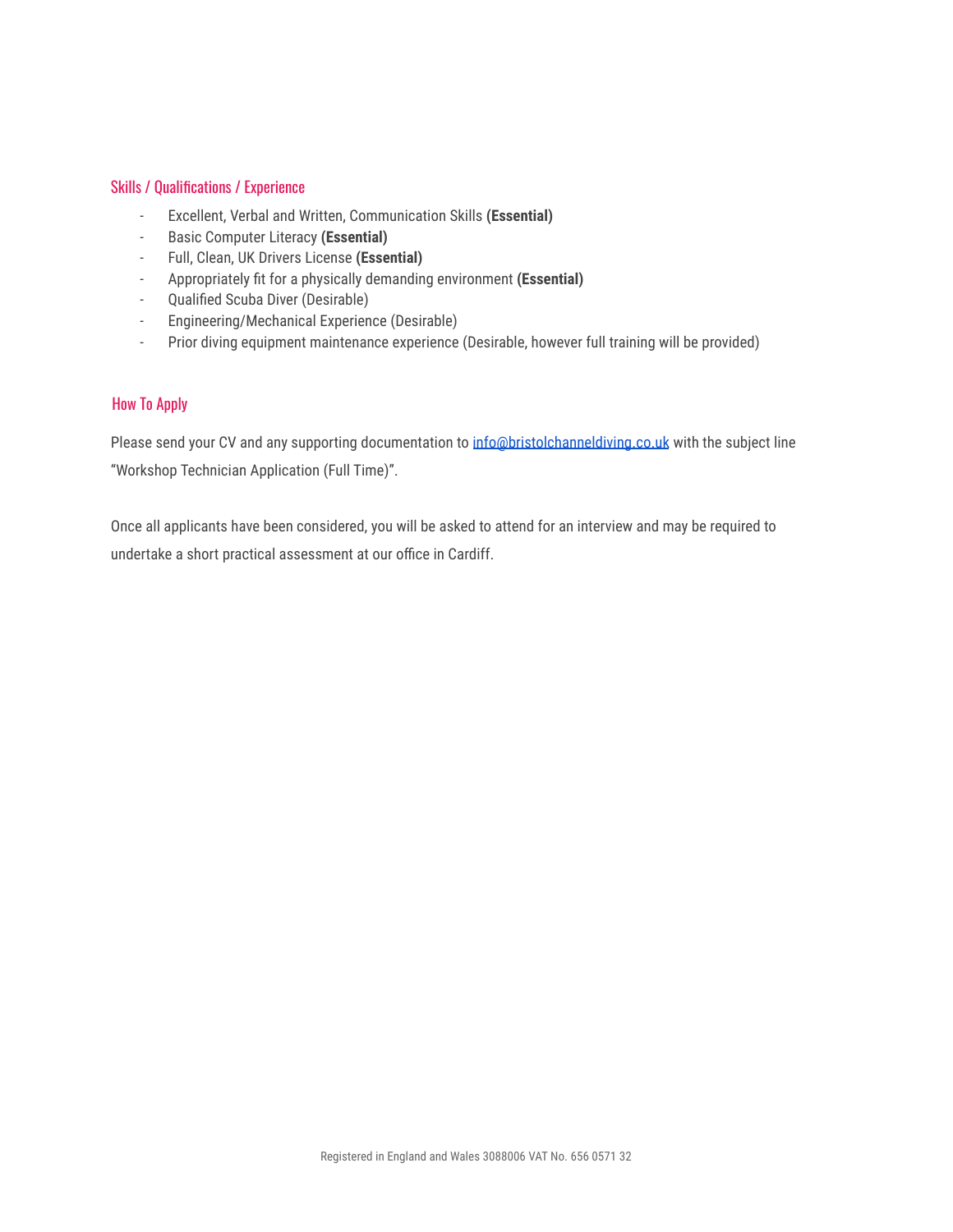## Skills / Qualifications / Experience

- Excellent, Verbal and Written, Communication Skills **(Essential)**
- Basic Computer Literacy **(Essential)**
- Full, Clean, UK Drivers License **(Essential)**
- Appropriately fit for a physically demanding environment **(Essential)**
- Qualified Scuba Diver (Desirable)
- Engineering/Mechanical Experience (Desirable)
- Prior diving equipment maintenance experience (Desirable, however full training will be provided)

## How To Apply

Please send your CV and any supporting documentation to info@bristolchanneldiving.co.uk with the subject line "Workshop Technician Application (Full Time)".

Once all applicants have been considered, you will be asked to attend for an interview and may be required to undertake a short practical assessment at our office in Cardiff.

Registered in England and Wales 3088006 VAT No. 656 0571 32